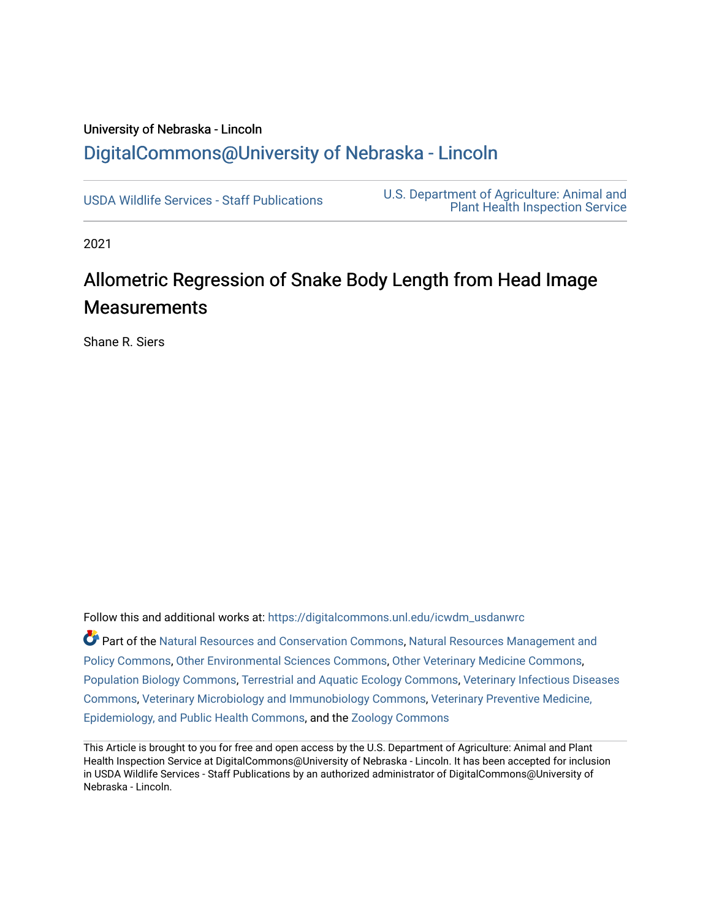University of Nebraska - Lincoln

DigitalCommons@University of Nebraska - Lincoln

USDA Wildlife Services - Staff Publications

U.S. Department of Agriculture: Animal and Plant Health Inspection Service

2021

# Allometric Regression of Snake Body Length from Head Image Measurements

Shane R. Siers

Follow this and additional works at: https://digitalcommons.unl.edu/icwdm_usdanwrc

Part of the Natural Resources and Conservation Commons, Natural Resources Management and Policy Commons, Other Environmental Sciences Commons, Other Veterinary Medicine Commons, Population Biology Commons, Terrestrial and Aquatic Ecology Commons, Veterinary Infectious Diseases Commons, Veterinary Microbiology and Immunobiology Commons, Veterinary Preventive Medicine, Epidemiology, and Public Health Commons, and the Zoology Commons

This Article is brought to you for free and open access by the U.S. Department of Agriculture: Animal and Plant Health Inspection Service at DigitalCommons@University of Nebraska - Lincoln. It has been accepted for inclusion in USDA Wildlife Services - Staff Publications by an authorized administrator of DigitalCommons@University of Nebraska - Lincoln.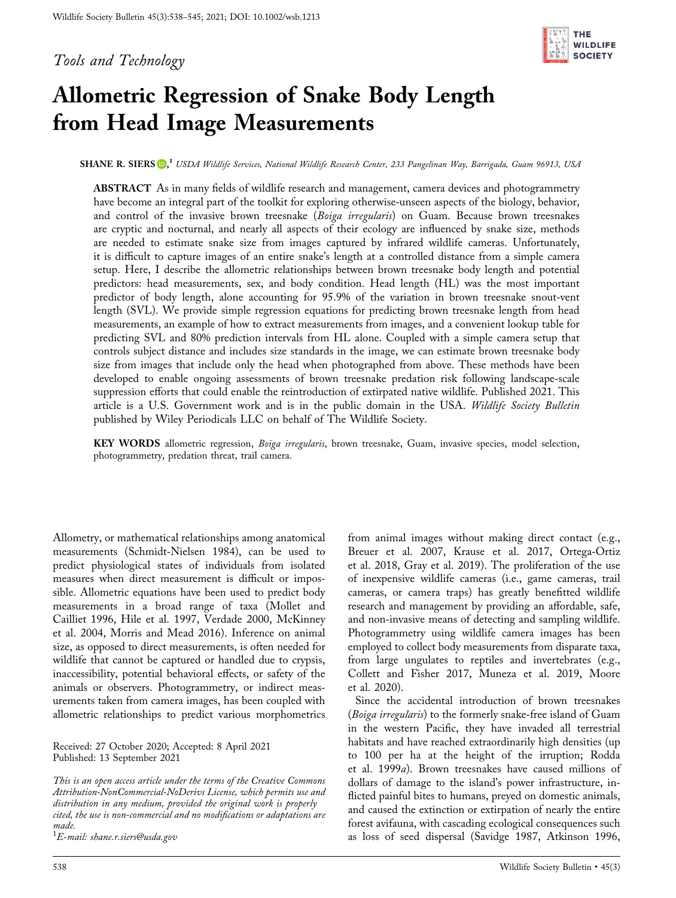*Tools and Technology*

# Allometric Regression of Snake Body Length from Head Image Measurements

**SHANE R. SIERS**,[1] *USDA Wildlife Services, National Wildlife Research Center, 233 Pangelinan Way, Barrigada, Guam 96913, USA*

**ABSTRACT** As in many fields of wildlife research and management, camera devices and photogrammetry have become an integral part of the toolkit for exploring otherwise-unseen aspects of the biology, behavior, and control of the invasive brown treesnake (*Boiga irregularis*) on Guam. Because brown treesnakes are cryptic and nocturnal, and nearly all aspects of their ecology are influenced by snake size, methods are needed to estimate snake size from images captured by infrared wildlife cameras. Unfortunately, it is difficult to capture images of an entire snake's length at a controlled distance from a simple camera setup. Here, I describe the allometric relationships between brown treesnake body length and potential predictors: head measurements, sex, and body condition. Head length (HL) was the most important predictor of body length, alone accounting for 95.9% of the variation in brown treesnake snout-vent length (SVL). We provide simple regression equations for predicting brown treesnake length from head measurements, an example of how to extract measurements from images, and a convenient lookup table for predicting SVL and 80% prediction intervals from HL alone. Coupled with a simple camera setup that controls subject distance and includes size standards in the image, we can estimate brown treesnake body size from images that include only the head when photographed from above. These methods have been developed to enable ongoing assessments of brown treesnake predation risk following landscape-scale suppression efforts that could enable the reintroduction of extirpated native wildlife. Published 2021. This article is a U.S. Government work and is in the public domain in the USA. *Wildlife Society Bulletin* published by Wiley Periodicals LLC on behalf of The Wildlife Society.

**KEY WORDS** allometric regression, *Boiga irregularis*, brown treesnake, Guam, invasive species, model selection, photogrammetry, predation threat, trail camera.

Allometry, or mathematical relationships among anatomical measurements (Schmidt-Nielsen 1984), can be used to predict physiological states of individuals from isolated measures when direct measurement is difficult or impossible. Allometric equations have been used to predict body measurements in a broad range of taxa (Mollet and Cailliet 1996, Hile et al. 1997, Verdade 2000, McKinney et al. 2004, Morris and Mead 2016). Inference on animal size, as opposed to direct measurements, is often needed for wildlife that cannot be captured or handled due to crypsis, inaccessibility, potential behavioral effects, or safety of the animals or observers. Photogrammetry, or indirect measurements taken from camera images, has been coupled with allometric relationships to predict various morphometrics from animal images without making direct contact (e.g., Breuer et al. 2007, Krause et al. 2017, Ortega-Ortiz et al. 2018, Gray et al. 2019). The proliferation of the use of inexpensive wildlife cameras (i.e., game cameras, trail cameras, or camera traps) has greatly benefitted wildlife research and management by providing an affordable, safe, and non-invasive means of detecting and sampling wildlife. Photogrammetry using wildlife camera images has been employed to collect body measurements from disparate taxa, from large ungulates to reptiles and invertebrates (e.g., Collett and Fisher 2017, Muneza et al. 2019, Moore et al. 2020).

Since the accidental introduction of brown treesnakes (*Boiga irregularis*) to the formerly snake-free island of Guam in the western Pacific, they have invaded all terrestrial habitats and have reached extraordinarily high densities (up to 100 per ha at the height of the irruption; Rodda et al. 1999*a*). Brown treesnakes have caused millions of dollars of damage to the island's power infrastructure, inflicted painful bites to humans, preyed on domestic animals, and caused the extinction or extirpation of nearly the entire forest avifauna, with cascading ecological consequences such as loss of seed dispersal (Savidge 1987, Atkinson 1996,

Received: 27 October 2020; Accepted: 8 April 2021
Published: 13 September 2021

*This is an open access article under the terms of the Creative Commons Attribution-NonCommercial-NoDerivs License, which permits use and distribution in any medium, provided the original work is properly cited, the use is non-commercial and no modifications or adaptations are made.*

[1]*E-mail: shane.r.siers@usda.gov*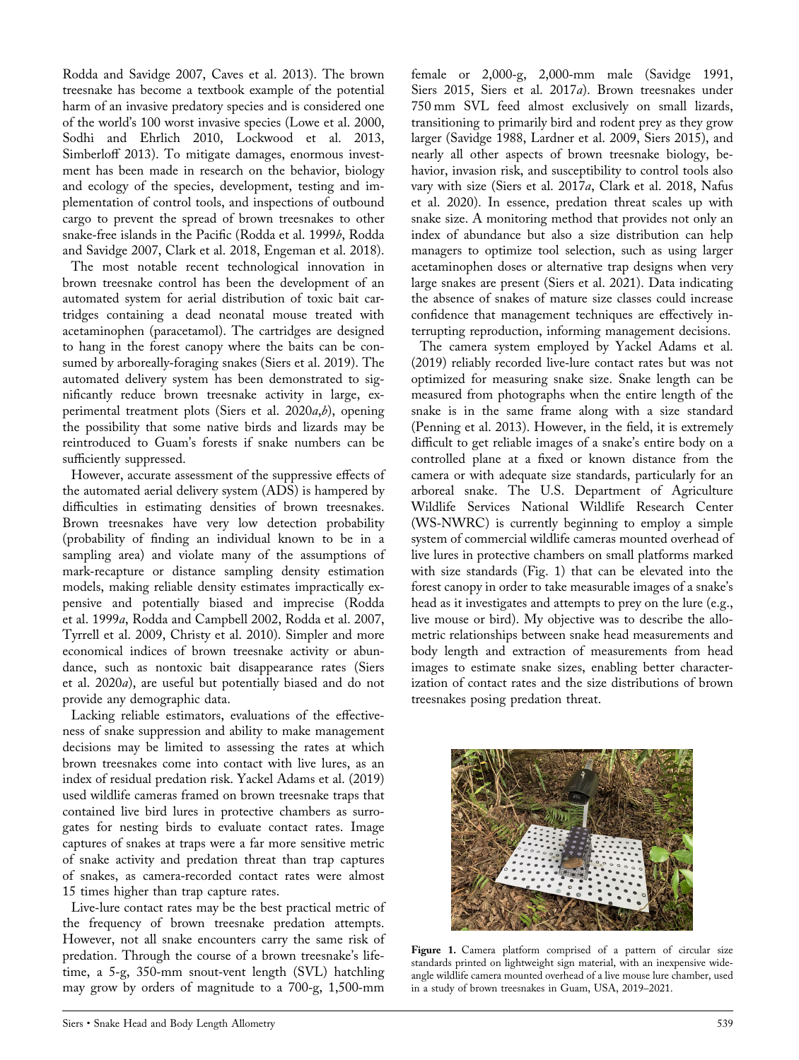Rodda and Savidge 2007, Caves et al. 2013). The brown treesnake has become a textbook example of the potential harm of an invasive predatory species and is considered one of the world's 100 worst invasive species (Lowe et al. 2000, Sodhi and Ehrlich 2010, Lockwood et al. 2013, Simberloff 2013). To mitigate damages, enormous investment has been made in research on the behavior, biology and ecology of the species, development, testing and implementation of control tools, and inspections of outbound cargo to prevent the spread of brown treesnakes to other snake-free islands in the Pacific (Rodda et al. 1999*b*, Rodda and Savidge 2007, Clark et al. 2018, Engeman et al. 2018).

The most notable recent technological innovation in brown treesnake control has been the development of an automated system for aerial distribution of toxic bait cartridges containing a dead neonatal mouse treated with acetaminophen (paracetamol). The cartridges are designed to hang in the forest canopy where the baits can be consumed by arboreally-foraging snakes (Siers et al. 2019). The automated delivery system has been demonstrated to significantly reduce brown treesnake activity in large, experimental treatment plots (Siers et al. 2020*a*,*b*), opening the possibility that some native birds and lizards may be reintroduced to Guam's forests if snake numbers can be sufficiently suppressed.

However, accurate assessment of the suppressive effects of the automated aerial delivery system (ADS) is hampered by difficulties in estimating densities of brown treesnakes. Brown treesnakes have very low detection probability (probability of finding an individual known to be in a sampling area) and violate many of the assumptions of mark-recapture or distance sampling density estimation models, making reliable density estimates impractically expensive and potentially biased and imprecise (Rodda et al. 1999*a*, Rodda and Campbell 2002, Rodda et al. 2007, Tyrrell et al. 2009, Christy et al. 2010). Simpler and more economical indices of brown treesnake activity or abundance, such as nontoxic bait disappearance rates (Siers et al. 2020*a*), are useful but potentially biased and do not provide any demographic data.

Lacking reliable estimators, evaluations of the effectiveness of snake suppression and ability to make management decisions may be limited to assessing the rates at which brown treesnakes come into contact with live lures, as an index of residual predation risk. Yackel Adams et al. (2019) used wildlife cameras framed on brown treesnake traps that contained live bird lures in protective chambers as surrogates for nesting birds to evaluate contact rates. Image captures of snakes at traps were a far more sensitive metric of snake activity and predation threat than trap captures of snakes, as camera-recorded contact rates were almost 15 times higher than trap capture rates.

Live-lure contact rates may be the best practical metric of the frequency of brown treesnake predation attempts. However, not all snake encounters carry the same risk of predation. Through the course of a brown treesnake's lifetime, a 5-g, 350-mm snout-vent length (SVL) hatchling may grow by orders of magnitude to a 700-g, 1,500-mm female or 2,000-g, 2,000-mm male (Savidge 1991, Siers 2015, Siers et al. 2017*a*). Brown treesnakes under 750 mm SVL feed almost exclusively on small lizards, transitioning to primarily bird and rodent prey as they grow larger (Savidge 1988, Lardner et al. 2009, Siers 2015), and nearly all other aspects of brown treesnake biology, behavior, invasion risk, and susceptibility to control tools also vary with size (Siers et al. 2017*a*, Clark et al. 2018, Nafus et al. 2020). In essence, predation threat scales up with snake size. A monitoring method that provides not only an index of abundance but also a size distribution can help managers to optimize tool selection, such as using larger acetaminophen doses or alternative trap designs when very large snakes are present (Siers et al. 2021). Data indicating the absence of snakes of mature size classes could increase confidence that management techniques are effectively interrupting reproduction, informing management decisions.

The camera system employed by Yackel Adams et al. (2019) reliably recorded live-lure contact rates but was not optimized for measuring snake size. Snake length can be measured from photographs when the entire length of the snake is in the same frame along with a size standard (Penning et al. 2013). However, in the field, it is extremely difficult to get reliable images of a snake's entire body on a controlled plane at a fixed or known distance from the camera or with adequate size standards, particularly for an arboreal snake. The U.S. Department of Agriculture Wildlife Services National Wildlife Research Center (WS-NWRC) is currently beginning to employ a simple system of commercial wildlife cameras mounted overhead of live lures in protective chambers on small platforms marked with size standards (Fig. 1) that can be elevated into the forest canopy in order to take measurable images of a snake's head as it investigates and attempts to prey on the lure (e.g., live mouse or bird). My objective was to describe the allometric relationships between snake head measurements and body length and extraction of measurements from head images to estimate snake sizes, enabling better characterization of contact rates and the size distributions of brown treesnakes posing predation threat.

**Figure 1.** Camera platform comprised of a pattern of circular size standards printed on lightweight sign material, with an inexpensive wide-angle wildlife camera mounted overhead of a live mouse lure chamber, used in a study of brown treesnakes in Guam, USA, 2019–2021.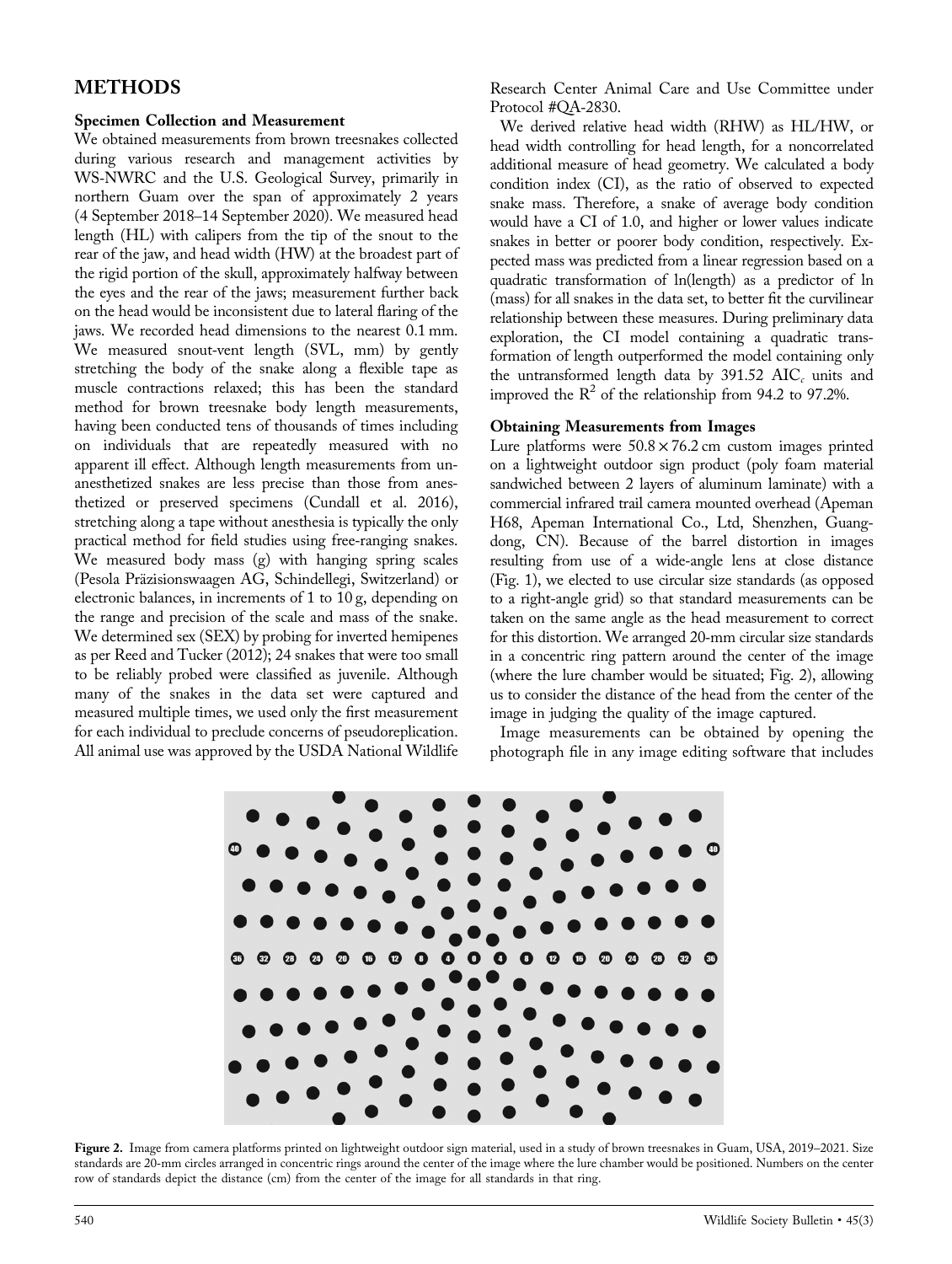## METHODS

### Specimen Collection and Measurement

We obtained measurements from brown treesnakes collected during various research and management activities by WS-NWRC and the U.S. Geological Survey, primarily in northern Guam over the span of approximately 2 years (4 September 2018–14 September 2020). We measured head length (HL) with calipers from the tip of the snout to the rear of the jaw, and head width (HW) at the broadest part of the rigid portion of the skull, approximately halfway between the eyes and the rear of the jaws; measurement further back on the head would be inconsistent due to lateral flaring of the jaws. We recorded head dimensions to the nearest 0.1 mm. We measured snout-vent length (SVL, mm) by gently stretching the body of the snake along a flexible tape as muscle contractions relaxed; this has been the standard method for brown treesnake body length measurements, having been conducted tens of thousands of times including on individuals that are repeatedly measured with no apparent ill effect. Although length measurements from unanesthetized snakes are less precise than those from anesthetized or preserved specimens (Cundall et al. 2016), stretching along a tape without anesthesia is typically the only practical method for field studies using free-ranging snakes. We measured body mass (g) with hanging spring scales (Pesola Präzisionswaagen AG, Schindellegi, Switzerland) or electronic balances, in increments of 1 to 10 g, depending on the range and precision of the scale and mass of the snake. We determined sex (SEX) by probing for inverted hemipenes as per Reed and Tucker (2012); 24 snakes that were too small to be reliably probed were classified as juvenile. Although many of the snakes in the data set were captured and measured multiple times, we used only the first measurement for each individual to preclude concerns of pseudoreplication. All animal use was approved by the USDA National Wildlife Research Center Animal Care and Use Committee under Protocol #QA-2830.

We derived relative head width (RHW) as HL/HW, or head width controlling for head length, for a noncorrelated additional measure of head geometry. We calculated a body condition index (CI), as the ratio of observed to expected snake mass. Therefore, a snake of average body condition would have a CI of 1.0, and higher or lower values indicate snakes in better or poorer body condition, respectively. Expected mass was predicted from a linear regression based on a quadratic transformation of ln(length) as a predictor of ln (mass) for all snakes in the data set, to better fit the curvilinear relationship between these measures. During preliminary data exploration, the CI model containing a quadratic transformation of length outperformed the model containing only the untransformed length data by 391.52 $AIC_c$ units and improved the $R^2$ of the relationship from 94.2 to 97.2%.

### Obtaining Measurements from Images

Lure platforms were $50.8 \times 76.2$ cm custom images printed on a lightweight outdoor sign product (poly foam material sandwiched between 2 layers of aluminum laminate) with a commercial infrared trail camera mounted overhead (Apeman H68, Apeman International Co., Ltd, Shenzhen, Guangdong, CN). Because of the barrel distortion in images resulting from use of a wide-angle lens at close distance (Fig. 1), we elected to use circular size standards (as opposed to a right-angle grid) so that standard measurements can be taken on the same angle as the head measurement to correct for this distortion. We arranged 20-mm circular size standards in a concentric ring pattern around the center of the image (where the lure chamber would be situated; Fig. 2), allowing us to consider the distance of the head from the center of the image in judging the quality of the image captured.

Image measurements can be obtained by opening the photograph file in any image editing software that includes

Figure 2. Image from camera platforms printed on lightweight outdoor sign material, used in a study of brown treesnakes in Guam, USA, 2019–2021. Size standards are 20-mm circles arranged in concentric rings around the center of the image where the lure chamber would be positioned. Numbers on the center row of standards depict the distance (cm) from the center of the image for all standards in that ring.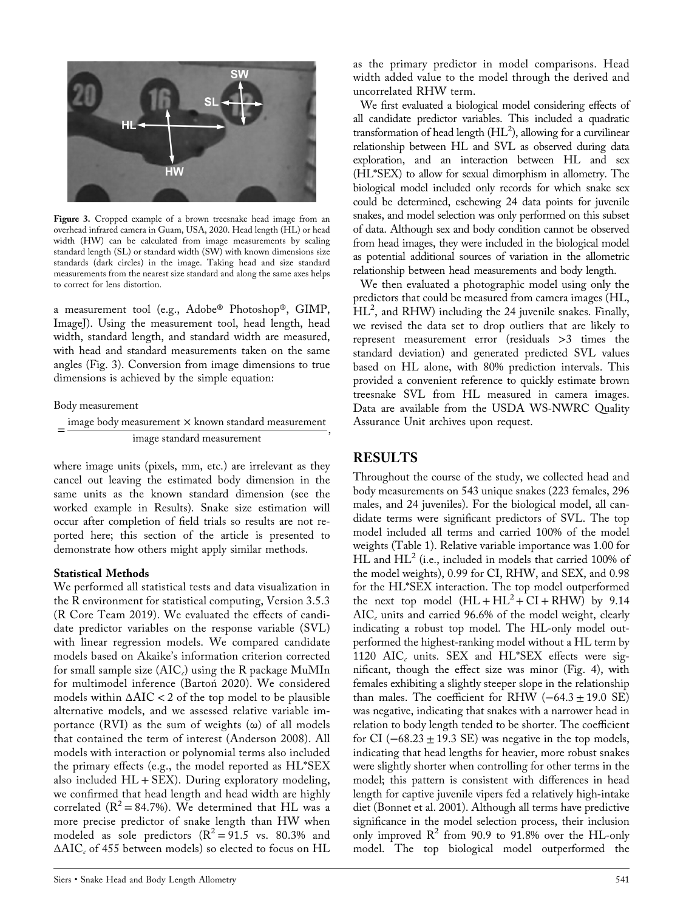Figure 3. Cropped example of a brown treesnake head image from an overhead infrared camera in Guam, USA, 2020. Head length (HL) or head width (HW) can be calculated from image measurements by scaling standard length (SL) or standard width (SW) with known dimensions size standards (dark circles) in the image. Taking head and size standard measurements from the nearest size standard and along the same axes helps to correct for lens distortion.

a measurement tool (e.g., Adobe® Photoshop®, GIMP, ImageJ). Using the measurement tool, head length, head width, standard length, and standard width are measured, with head and standard measurements taken on the same angles (Fig. 3). Conversion from image dimensions to true dimensions is achieved by the simple equation:

$$\text{Body measurement} = \frac{\text{image body measurement} \times \text{known standard measurement}}{\text{image standard measurement}},$$

where image units (pixels, mm, etc.) are irrelevant as they cancel out leaving the estimated body dimension in the same units as the known standard dimension (see the worked example in Results). Snake size estimation will occur after completion of field trials so results are not reported here; this section of the article is presented to demonstrate how others might apply similar methods.

### Statistical Methods

We performed all statistical tests and data visualization in the R environment for statistical computing, Version 3.5.3 (R Core Team 2019). We evaluated the effects of candidate predictor variables on the response variable (SVL) with linear regression models. We compared candidate models based on Akaike's information criterion corrected for small sample size ($AIC_c$) using the R package MuMIn for multimodel inference (Bartoń 2020). We considered models within $\Delta AIC < 2$ of the top model to be plausible alternative models, and we assessed relative variable importance (RVI) as the sum of weights ($\omega$) of all models that contained the term of interest (Anderson 2008). All models with interaction or polynomial terms also included the primary effects (e.g., the model reported as HL*SEX also included HL + SEX). During exploratory modeling, we confirmed that head length and head width are highly correlated ($R^2 = 84.7\%$). We determined that HL was a more precise predictor of snake length than HW when modeled as sole predictors ($R^2 = 91.5$ vs. 80.3% and $\Delta AIC_c$ of 455 between models) so elected to focus on HL as the primary predictor in model comparisons. Head width added value to the model through the derived and uncorrelated RHW term.

We first evaluated a biological model considering effects of all candidate predictor variables. This included a quadratic transformation of head length ($HL^2$), allowing for a curvilinear relationship between HL and SVL as observed during data exploration, and an interaction between HL and sex (HL*SEX) to allow for sexual dimorphism in allometry. The biological model included only records for which snake sex could be determined, eschewing 24 data points for juvenile snakes, and model selection was only performed on this subset of data. Although sex and body condition cannot be observed from head images, they were included in the biological model as potential additional sources of variation in the allometric relationship between head measurements and body length.

We then evaluated a photographic model using only the predictors that could be measured from camera images (HL, $HL^2$, and RHW) including the 24 juvenile snakes. Finally, we revised the data set to drop outliers that are likely to represent measurement error (residuals >3 times the standard deviation) and generated predicted SVL values based on HL alone, with 80% prediction intervals. This provided a convenient reference to quickly estimate brown treesnake SVL from HL measured in camera images. Data are available from the USDA WS-NWRC Quality Assurance Unit archives upon request.

## RESULTS

Throughout the course of the study, we collected head and body measurements on 543 unique snakes (223 females, 296 males, and 24 juveniles). For the biological model, all candidate terms were significant predictors of SVL. The top model included all terms and carried 100% of the model weights (Table 1). Relative variable importance was 1.00 for HL and $HL^2$ (i.e., included in models that carried 100% of the model weights), 0.99 for CI, RHW, and SEX, and 0.98 for the HL*SEX interaction. The top model outperformed the next top model ($HL + HL^2 + CI + RHW$) by 9.14 $AIC_c$ units and carried 96.6% of the model weight, clearly indicating a robust top model. The HL-only model outperformed the highest-ranking model without a HL term by 1120 $AIC_c$ units. SEX and HL*SEX effects were significant, though the effect size was minor (Fig. 4), with females exhibiting a slightly steeper slope in the relationship than males. The coefficient for RHW ($-64.3 \pm 19.0$ SE) was negative, indicating that snakes with a narrower head in relation to body length tended to be shorter. The coefficient for CI ($-68.23 \pm 19.3$ SE) was negative in the top models, indicating that head lengths for heavier, more robust snakes were slightly shorter when controlling for other terms in the model; this pattern is consistent with differences in head length for captive juvenile vipers fed a relatively high-intake diet (Bonnet et al. 2001). Although all terms have predictive significance in the model selection process, their inclusion only improved $R^2$ from 90.9 to 91.8% over the HL-only model. The top biological model outperformed the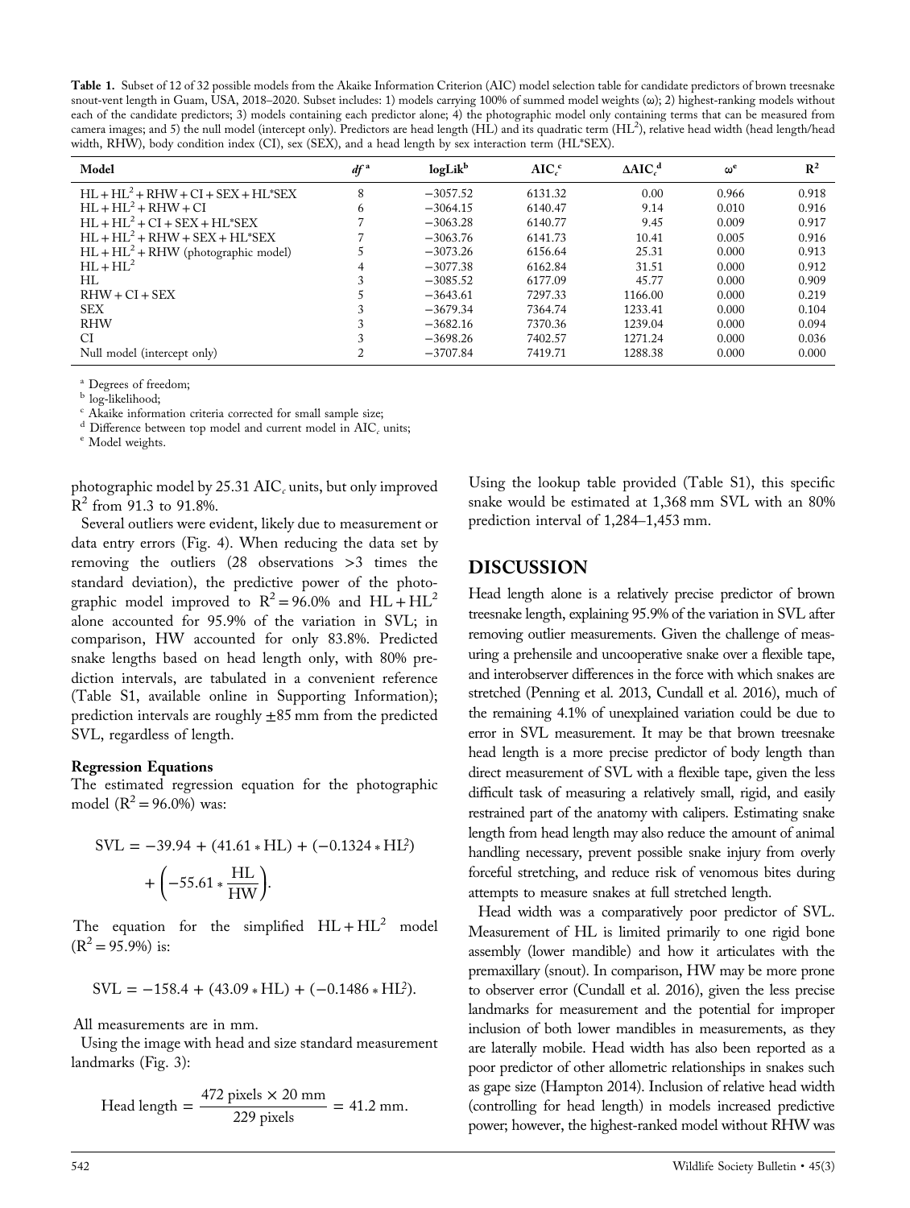**Table 1.** Subset of 12 of 32 possible models from the Akaike Information Criterion (AIC) model selection table for candidate predictors of brown treesnake snout-vent length in Guam, USA, 2018–2020. Subset includes: 1) models carrying 100% of summed model weights (ω); 2) highest-ranking models without each of the candidate predictors; 3) models containing each predictor alone; 4) the photographic model only containing terms that can be measured from camera images; and 5) the null model (intercept only). Predictors are head length (HL) and its quadratic term ($HL^2$), relative head width (head length/head width, RHW), body condition index (CI), sex (SEX), and a head length by sex interaction term (HL*SEX).

| Model | $df$[a] | logLik[b] | $AIC_c$[c] | $\Delta AIC_c$[d] | ω[e] | $R^2$ |
|---|---|---|---|---|---|---|
| $HL + HL^2$ + RHW + CI + SEX + HL*SEX | 8 | −3057.52 | 6131.32 | 0.00 | 0.966 | 0.918 |
| $HL + HL^2$ + RHW + CI | 6 | −3064.15 | 6140.47 | 9.14 | 0.010 | 0.916 |
| $HL + HL^2$ + CI + SEX + HL*SEX | 7 | −3063.28 | 6140.77 | 9.45 | 0.009 | 0.917 |
| $HL + HL^2$ + RHW + SEX + HL*SEX | 7 | −3063.76 | 6141.73 | 10.41 | 0.005 | 0.916 |
| $HL + HL^2$ + RHW (photographic model) | 5 | −3073.26 | 6156.64 | 25.31 | 0.000 | 0.913 |
| $HL + HL^2$ | 4 | −3077.38 | 6162.84 | 31.51 | 0.000 | 0.912 |
| HL | 3 | −3085.52 | 6177.09 | 45.77 | 0.000 | 0.909 |
| RHW + CI + SEX | 5 | −3643.61 | 7297.33 | 1166.00 | 0.000 | 0.219 |
| SEX | 3 | −3679.34 | 7364.74 | 1233.41 | 0.000 | 0.104 |
| RHW | 3 | −3682.16 | 7370.36 | 1239.04 | 0.000 | 0.094 |
| CI | 3 | −3698.26 | 7402.57 | 1271.24 | 0.000 | 0.036 |
| Null model (intercept only) | 2 | −3707.84 | 7419.71 | 1288.38 | 0.000 | 0.000 |

[a] Degrees of freedom;
[b] log-likelihood;
[c] Akaike information criteria corrected for small sample size;
[d] Difference between top model and current model in $AIC_c$ units;
[e] Model weights.

photographic model by 25.31 $AIC_c$ units, but only improved $R^2$ from 91.3 to 91.8%.

Several outliers were evident, likely due to measurement or data entry errors (Fig. 4). When reducing the data set by removing the outliers (28 observations >3 times the standard deviation), the predictive power of the photographic model improved to $R^2 = 96.0\%$ and $HL + HL^2$ alone accounted for 95.9% of the variation in SVL; in comparison, HW accounted for only 83.8%. Predicted snake lengths based on head length only, with 80% prediction intervals, are tabulated in a convenient reference (Table S1, available online in Supporting Information); prediction intervals are roughly ±85 mm from the predicted SVL, regardless of length.

### Regression Equations

The estimated regression equation for the photographic model ($R^2 = 96.0\%$) was:

$$SVL = -39.94 + (41.61 * HL) + (-0.1324 * HL^2) + \left(-55.61 * \frac{HL}{HW}\right).$$

The equation for the simplified $HL + HL^2$ model ($R^2 = 95.9\%$) is:

$$SVL = -158.4 + (43.09 * HL) + (-0.1486 * HL^2).$$

All measurements are in mm.

Using the image with head and size standard measurement landmarks (Fig. 3):

$$\text{Head length} = \frac{472 \text{ pixels} \times 20 \text{ mm}}{229 \text{ pixels}} = 41.2 \text{ mm}.$$

Using the lookup table provided (Table S1), this specific snake would be estimated at 1,368 mm SVL with an 80% prediction interval of 1,284–1,453 mm.

## DISCUSSION

Head length alone is a relatively precise predictor of brown treesnake length, explaining 95.9% of the variation in SVL after removing outlier measurements. Given the challenge of measuring a prehensile and uncooperative snake over a flexible tape, and interobserver differences in the force with which snakes are stretched (Penning et al. 2013, Cundall et al. 2016), much of the remaining 4.1% of unexplained variation could be due to error in SVL measurement. It may be that brown treesnake head length is a more precise predictor of body length than direct measurement of SVL with a flexible tape, given the less difficult task of measuring a relatively small, rigid, and easily restrained part of the anatomy with calipers. Estimating snake length from head length may also reduce the amount of animal handling necessary, prevent possible snake injury from overly forceful stretching, and reduce risk of venomous bites during attempts to measure snakes at full stretched length.

Head width was a comparatively poor predictor of SVL. Measurement of HL is limited primarily to one rigid bone assembly (lower mandible) and how it articulates with the premaxillary (snout). In comparison, HW may be more prone to observer error (Cundall et al. 2016), given the less precise landmarks for measurement and the potential for improper inclusion of both lower mandibles in measurements, as they are laterally mobile. Head width has also been reported as a poor predictor of other allometric relationships in snakes such as gape size (Hampton 2014). Inclusion of relative head width (controlling for head length) in models increased predictive power; however, the highest-ranked model without RHW was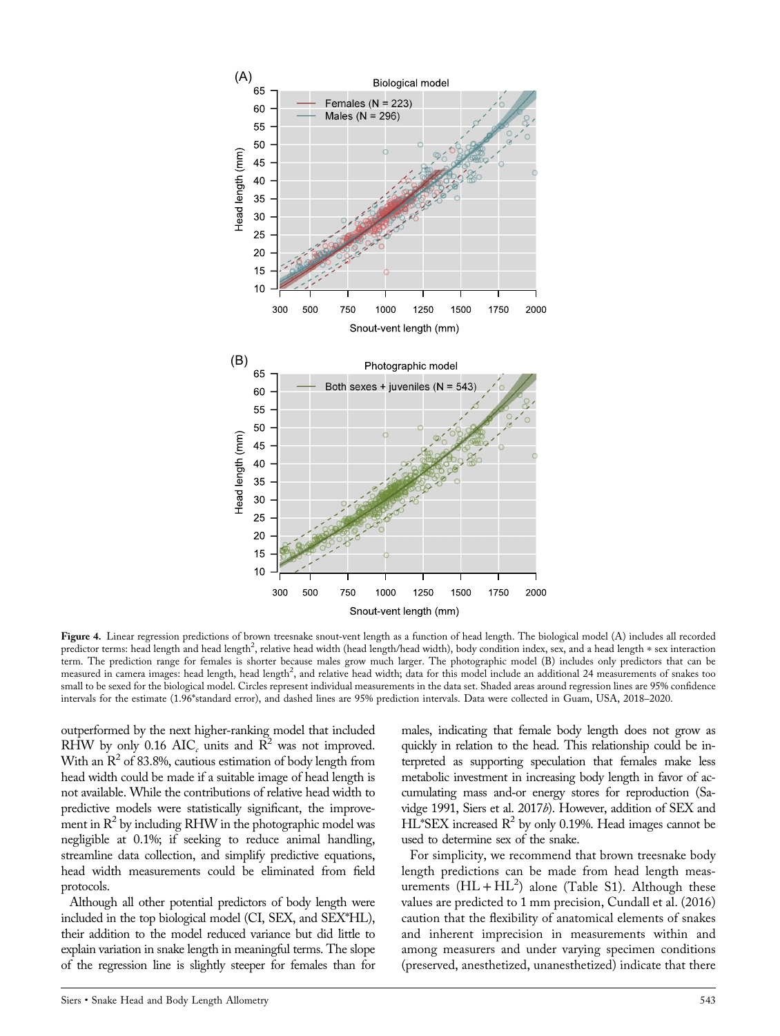**Figure 4.** Linear regression predictions of brown treesnake snout-vent length as a function of head length. The biological model (A) includes all recorded predictor terms: head length and head length$^2$, relative head width (head length/head width), body condition index, sex, and a head length * sex interaction term. The prediction range for females is shorter because males grow much larger. The photographic model (B) includes only predictors that can be measured in camera images: head length, head length$^2$, and relative head width; data for this model include an additional 24 measurements of snakes too small to be sexed for the biological model. Circles represent individual measurements in the data set. Shaded areas around regression lines are 95% confidence intervals for the estimate (1.96*standard error), and dashed lines are 95% prediction intervals. Data were collected in Guam, USA, 2018–2020.

outperformed by the next higher-ranking model that included RHW by only 0.16 $AIC_c$ units and $R^2$ was not improved. With an $R^2$ of 83.8%, cautious estimation of body length from head width could be made if a suitable image of head length is not available. While the contributions of relative head width to predictive models were statistically significant, the improvement in $R^2$ by including RHW in the photographic model was negligible at 0.1%; if seeking to reduce animal handling, streamline data collection, and simplify predictive equations, head width measurements could be eliminated from field protocols.

Although all other potential predictors of body length were included in the top biological model (CI, SEX, and SEX*HL), their addition to the model reduced variance but did little to explain variation in snake length in meaningful terms. The slope of the regression line is slightly steeper for females than for males, indicating that female body length does not grow as quickly in relation to the head. This relationship could be interpreted as supporting speculation that females make less metabolic investment in increasing body length in favor of accumulating mass and-or energy stores for reproduction (Savidge 1991, Siers et al. 2017*b*). However, addition of SEX and HL*SEX increased $R^2$ by only 0.19%. Head images cannot be used to determine sex of the snake.

For simplicity, we recommend that brown treesnake body length predictions can be made from head length measurements ($HL + HL^2$) alone (Table S1). Although these values are predicted to 1 mm precision, Cundall et al. (2016) caution that the flexibility of anatomical elements of snakes and inherent imprecision in measurements within and among measurers and under varying specimen conditions (preserved, anesthetized, unanesthetized) indicate that there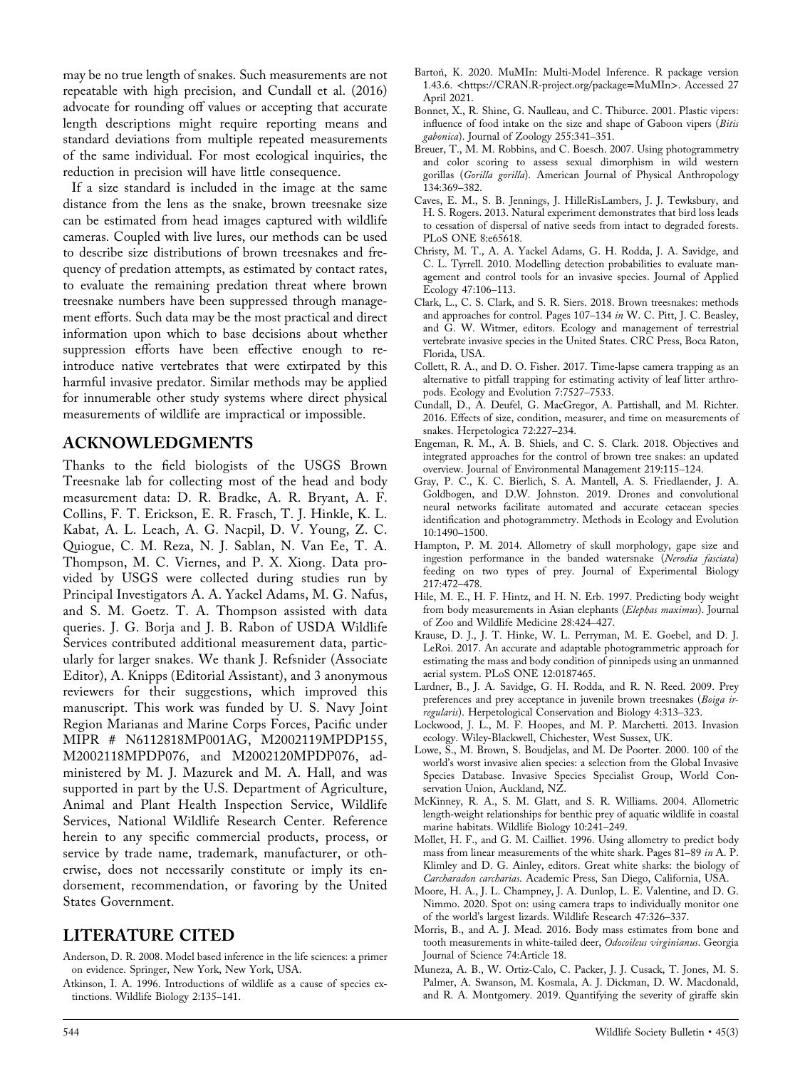may be no true length of snakes. Such measurements are not repeatable with high precision, and Cundall et al. (2016) advocate for rounding off values or accepting that accurate length descriptions might require reporting means and standard deviations from multiple repeated measurements of the same individual. For most ecological inquiries, the reduction in precision will have little consequence.

If a size standard is included in the image at the same distance from the lens as the snake, brown treesnake size can be estimated from head images captured with wildlife cameras. Coupled with live lures, our methods can be used to describe size distributions of brown treesnakes and frequency of predation attempts, as estimated by contact rates, to evaluate the remaining predation threat where brown treesnake numbers have been suppressed through management efforts. Such data may be the most practical and direct information upon which to base decisions about whether suppression efforts have been effective enough to reintroduce native vertebrates that were extirpated by this harmful invasive predator. Similar methods may be applied for innumerable other study systems where direct physical measurements of wildlife are impractical or impossible.

## ACKNOWLEDGMENTS

Thanks to the field biologists of the USGS Brown Treesnake lab for collecting most of the head and body measurement data: D. R. Bradke, A. R. Bryant, A. F. Collins, F. T. Erickson, E. R. Frasch, T. J. Hinkle, K. L. Kabat, A. L. Leach, A. G. Nacpil, D. V. Young, Z. C. Quiogue, C. M. Reza, N. J. Sablan, N. Van Ee, T. A. Thompson, M. C. Viernes, and P. X. Xiong. Data provided by USGS were collected during studies run by Principal Investigators A. A. Yackel Adams, M. G. Nafus, and S. M. Goetz. T. A. Thompson assisted with data queries. J. G. Borja and J. B. Rabon of USDA Wildlife Services contributed additional measurement data, particularly for larger snakes. We thank J. Refsnider (Associate Editor), A. Knipps (Editorial Assistant), and 3 anonymous reviewers for their suggestions, which improved this manuscript. This work was funded by U. S. Navy Joint Region Marianas and Marine Corps Forces, Pacific under MIPR # N6112818MP001AG, M2002119MPDP155, M2002118MPDP076, and M2002120MPDP076, administered by M. J. Mazurek and M. A. Hall, and was supported in part by the U.S. Department of Agriculture, Animal and Plant Health Inspection Service, Wildlife Services, National Wildlife Research Center. Reference herein to any specific commercial products, process, or service by trade name, trademark, manufacturer, or otherwise, does not necessarily constitute or imply its endorsement, recommendation, or favoring by the United States Government.

## LITERATURE CITED

Anderson, D. R. 2008. Model based inference in the life sciences: a primer on evidence. Springer, New York, New York, USA.

Atkinson, I. A. 1996. Introductions of wildlife as a cause of species extinctions. Wildlife Biology 2:135–141.

Bartoń, K. 2020. MuMIn: Multi-Model Inference. R package version 1.43.6. <https://CRAN.R-project.org/package=MuMIn>. Accessed 27 April 2021.

Bonnet, X., R. Shine, G. Naulleau, and C. Thiburce. 2001. Plastic vipers: influence of food intake on the size and shape of Gaboon vipers (*Bitis gabonica*). Journal of Zoology 255:341–351.

Breuer, T., M. M. Robbins, and C. Boesch. 2007. Using photogrammetry and color scoring to assess sexual dimorphism in wild western gorillas (*Gorilla gorilla*). American Journal of Physical Anthropology 134:369–382.

Caves, E. M., S. B. Jennings, J. HilleRisLambers, J. J. Tewksbury, and H. S. Rogers. 2013. Natural experiment demonstrates that bird loss leads to cessation of dispersal of native seeds from intact to degraded forests. PLoS ONE 8:e65618.

Christy, M. T., A. A. Yackel Adams, G. H. Rodda, J. A. Savidge, and C. L. Tyrrell. 2010. Modelling detection probabilities to evaluate management and control tools for an invasive species. Journal of Applied Ecology 47:106–113.

Clark, L., C. S. Clark, and S. R. Siers. 2018. Brown treesnakes: methods and approaches for control. Pages 107–134 *in* W. C. Pitt, J. C. Beasley, and G. W. Witmer, editors. Ecology and management of terrestrial vertebrate invasive species in the United States. CRC Press, Boca Raton, Florida, USA.

Collett, R. A., and D. O. Fisher. 2017. Time-lapse camera trapping as an alternative to pitfall trapping for estimating activity of leaf litter arthropods. Ecology and Evolution 7:7527–7533.

Cundall, D., A. Deufel, G. MacGregor, A. Pattishall, and M. Richter. 2016. Effects of size, condition, measurer, and time on measurements of snakes. Herpetologica 72:227–234.

Engeman, R. M., A. B. Shiels, and C. S. Clark. 2018. Objectives and integrated approaches for the control of brown tree snakes: an updated overview. Journal of Environmental Management 219:115–124.

Gray, P. C., K. C. Bierlich, S. A. Mantell, A. S. Friedlaender, J. A. Goldbogen, and D.W. Johnston. 2019. Drones and convolutional neural networks facilitate automated and accurate cetacean species identification and photogrammetry. Methods in Ecology and Evolution 10:1490–1500.

Hampton, P. M. 2014. Allometry of skull morphology, gape size and ingestion performance in the banded watersnake (*Nerodia fasciata*) feeding on two types of prey. Journal of Experimental Biology 217:472–478.

Hile, M. E., H. F. Hintz, and H. N. Erb. 1997. Predicting body weight from body measurements in Asian elephants (*Elephas maximus*). Journal of Zoo and Wildlife Medicine 28:424–427.

Krause, D. J., J. T. Hinke, W. L. Perryman, M. E. Goebel, and D. J. LeRoi. 2017. An accurate and adaptable photogrammetric approach for estimating the mass and body condition of pinnipeds using an unmanned aerial system. PLoS ONE 12:0187465.

Lardner, B., J. A. Savidge, G. H. Rodda, and R. N. Reed. 2009. Prey preferences and prey acceptance in juvenile brown treesnakes (*Boiga irregularis*). Herpetological Conservation and Biology 4:313–323.

Lockwood, J. L., M. F. Hoopes, and M. P. Marchetti. 2013. Invasion ecology. Wiley-Blackwell, Chichester, West Sussex, UK.

Lowe, S., M. Brown, S. Boudjelas, and M. De Poorter. 2000. 100 of the world's worst invasive alien species: a selection from the Global Invasive Species Database. Invasive Species Specialist Group, World Conservation Union, Auckland, NZ.

McKinney, R. A., S. M. Glatt, and S. R. Williams. 2004. Allometric length-weight relationships for benthic prey of aquatic wildlife in coastal marine habitats. Wildlife Biology 10:241–249.

Mollet, H. F., and G. M. Cailliet. 1996. Using allometry to predict body mass from linear measurements of the white shark. Pages 81–89 *in* A. P. Klimley and D. G. Ainley, editors. Great white sharks: the biology of *Carcharadon carcharias*. Academic Press, San Diego, California, USA.

Moore, H. A., J. L. Champney, J. A. Dunlop, L. E. Valentine, and D. G. Nimmo. 2020. Spot on: using camera traps to individually monitor one of the world's largest lizards. Wildlife Research 47:326–337.

Morris, B., and A. J. Mead. 2016. Body mass estimates from bone and tooth measurements in white-tailed deer, *Odocoileus virginianus*. Georgia Journal of Science 74:Article 18.

Muneza, A. B., W. Ortiz-Calo, C. Packer, J. J. Cusack, T. Jones, M. S. Palmer, A. Swanson, M. Kosmala, A. J. Dickman, D. W. Macdonald, and R. A. Montgomery. 2019. Quantifying the severity of giraffe skin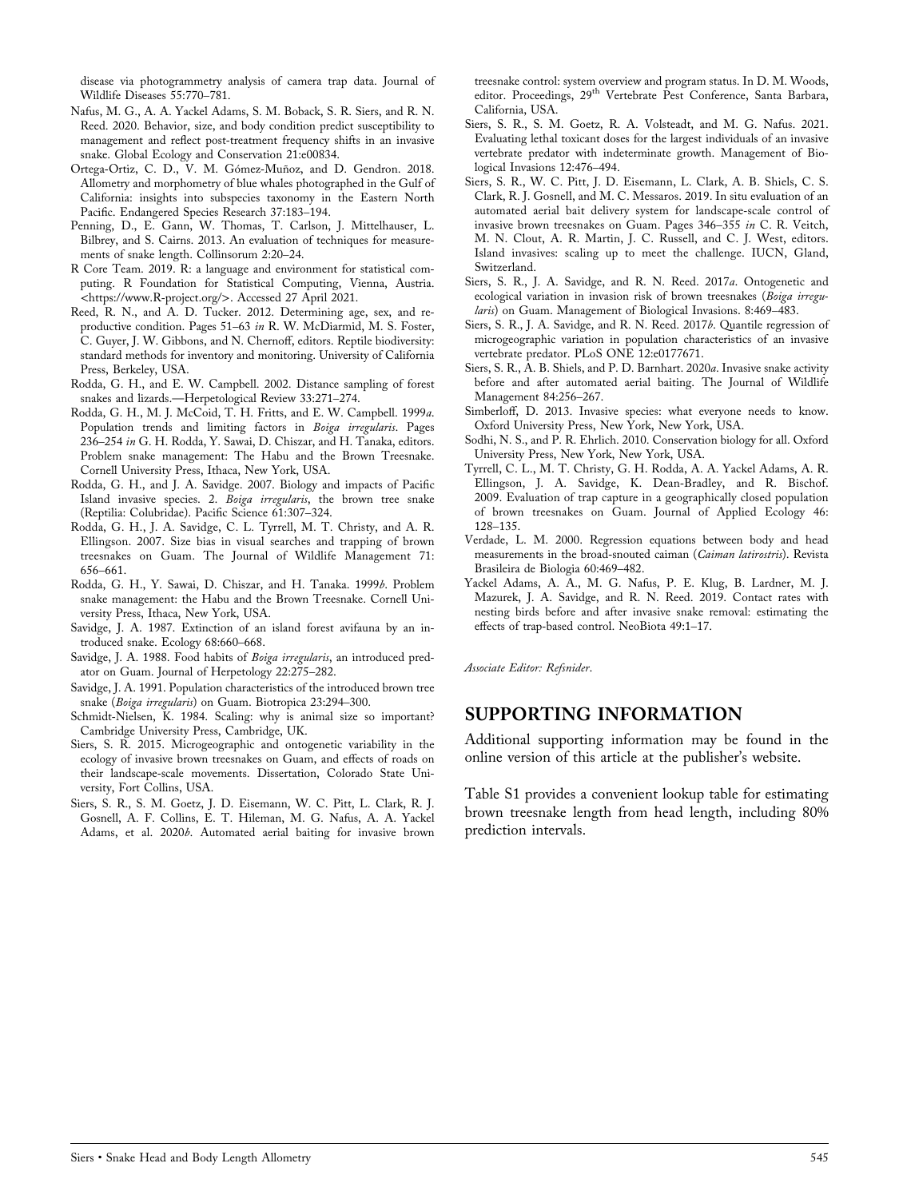disease via photogrammetry analysis of camera trap data. Journal of Wildlife Diseases 55:770–781.

Nafus, M. G., A. A. Yackel Adams, S. M. Boback, S. R. Siers, and R. N. Reed. 2020. Behavior, size, and body condition predict susceptibility to management and reflect post-treatment frequency shifts in an invasive snake. Global Ecology and Conservation 21:e00834.

Ortega-Ortiz, C. D., V. M. Gómez-Muñoz, and D. Gendron. 2018. Allometry and morphometry of blue whales photographed in the Gulf of California: insights into subspecies taxonomy in the Eastern North Pacific. Endangered Species Research 37:183–194.

Penning, D., E. Gann, W. Thomas, T. Carlson, J. Mittelhauser, L. Bilbrey, and S. Cairns. 2013. An evaluation of techniques for measurements of snake length. Collinsorum 2:20–24.

R Core Team. 2019. R: a language and environment for statistical computing. R Foundation for Statistical Computing, Vienna, Austria. <https://www.R-project.org/>. Accessed 27 April 2021.

Reed, R. N., and A. D. Tucker. 2012. Determining age, sex, and reproductive condition. Pages 51–63 *in* R. W. McDiarmid, M. S. Foster, C. Guyer, J. W. Gibbons, and N. Chernoff, editors. Reptile biodiversity: standard methods for inventory and monitoring. University of California Press, Berkeley, USA.

Rodda, G. H., and E. W. Campbell. 2002. Distance sampling of forest snakes and lizards.—Herpetological Review 33:271–274.

Rodda, G. H., M. J. McCoid, T. H. Fritts, and E. W. Campbell. 1999*a*. Population trends and limiting factors in *Boiga irregularis*. Pages 236–254 *in* G. H. Rodda, Y. Sawai, D. Chiszar, and H. Tanaka, editors. Problem snake management: The Habu and the Brown Treesnake. Cornell University Press, Ithaca, New York, USA.

Rodda, G. H., and J. A. Savidge. 2007. Biology and impacts of Pacific Island invasive species. 2. *Boiga irregularis*, the brown tree snake (Reptilia: Colubridae). Pacific Science 61:307–324.

Rodda, G. H., J. A. Savidge, C. L. Tyrrell, M. T. Christy, and A. R. Ellingson. 2007. Size bias in visual searches and trapping of brown treesnakes on Guam. The Journal of Wildlife Management 71: 656–661.

Rodda, G. H., Y. Sawai, D. Chiszar, and H. Tanaka. 1999*b*. Problem snake management: the Habu and the Brown Treesnake. Cornell University Press, Ithaca, New York, USA.

Savidge, J. A. 1987. Extinction of an island forest avifauna by an introduced snake. Ecology 68:660–668.

Savidge, J. A. 1988. Food habits of *Boiga irregularis*, an introduced predator on Guam. Journal of Herpetology 22:275–282.

Savidge, J. A. 1991. Population characteristics of the introduced brown tree snake (*Boiga irregularis*) on Guam. Biotropica 23:294–300.

Schmidt-Nielsen, K. 1984. Scaling: why is animal size so important? Cambridge University Press, Cambridge, UK.

Siers, S. R. 2015. Microgeographic and ontogenetic variability in the ecology of invasive brown treesnakes on Guam, and effects of roads on their landscape-scale movements. Dissertation, Colorado State University, Fort Collins, USA.

Siers, S. R., S. M. Goetz, J. D. Eisemann, W. C. Pitt, L. Clark, R. J. Gosnell, A. F. Collins, E. T. Hileman, M. G. Nafus, A. A. Yackel Adams, et al. 2020*b*. Automated aerial baiting for invasive brown treesnake control: system overview and program status. In D. M. Woods, editor. Proceedings, 29th Vertebrate Pest Conference, Santa Barbara, California, USA.

Siers, S. R., S. M. Goetz, R. A. Volsteadt, and M. G. Nafus. 2021. Evaluating lethal toxicant doses for the largest individuals of an invasive vertebrate predator with indeterminate growth. Management of Biological Invasions 12:476–494.

Siers, S. R., W. C. Pitt, J. D. Eisemann, L. Clark, A. B. Shiels, C. S. Clark, R. J. Gosnell, and M. C. Messaros. 2019. In situ evaluation of an automated aerial bait delivery system for landscape-scale control of invasive brown treesnakes on Guam. Pages 346–355 *in* C. R. Veitch, M. N. Clout, A. R. Martin, J. C. Russell, and C. J. West, editors. Island invasives: scaling up to meet the challenge. IUCN, Gland, Switzerland.

Siers, S. R., J. A. Savidge, and R. N. Reed. 2017*a*. Ontogenetic and ecological variation in invasion risk of brown treesnakes (*Boiga irregularis*) on Guam. Management of Biological Invasions. 8:469–483.

Siers, S. R., J. A. Savidge, and R. N. Reed. 2017*b*. Quantile regression of microgeographic variation in population characteristics of an invasive vertebrate predator. PLoS ONE 12:e0177671.

Siers, S. R., A. B. Shiels, and P. D. Barnhart. 2020*a*. Invasive snake activity before and after automated aerial baiting. The Journal of Wildlife Management 84:256–267.

Simberloff, D. 2013. Invasive species: what everyone needs to know. Oxford University Press, New York, New York, USA.

Sodhi, N. S., and P. R. Ehrlich. 2010. Conservation biology for all. Oxford University Press, New York, New York, USA.

Tyrrell, C. L., M. T. Christy, G. H. Rodda, A. A. Yackel Adams, A. R. Ellingson, J. A. Savidge, K. Dean-Bradley, and R. Bischof. 2009. Evaluation of trap capture in a geographically closed population of brown treesnakes on Guam. Journal of Applied Ecology 46: 128–135.

Verdade, L. M. 2000. Regression equations between body and head measurements in the broad-snouted caiman (*Caiman latirostris*). Revista Brasileira de Biologia 60:469–482.

Yackel Adams, A. A., M. G. Nafus, P. E. Klug, B. Lardner, M. J. Mazurek, J. A. Savidge, and R. N. Reed. 2019. Contact rates with nesting birds before and after invasive snake removal: estimating the effects of trap-based control. NeoBiota 49:1–17.

*Associate Editor: Refsnider.*

## SUPPORTING INFORMATION

Additional supporting information may be found in the online version of this article at the publisher's website.

Table S1 provides a convenient lookup table for estimating brown treesnake length from head length, including 80% prediction intervals.